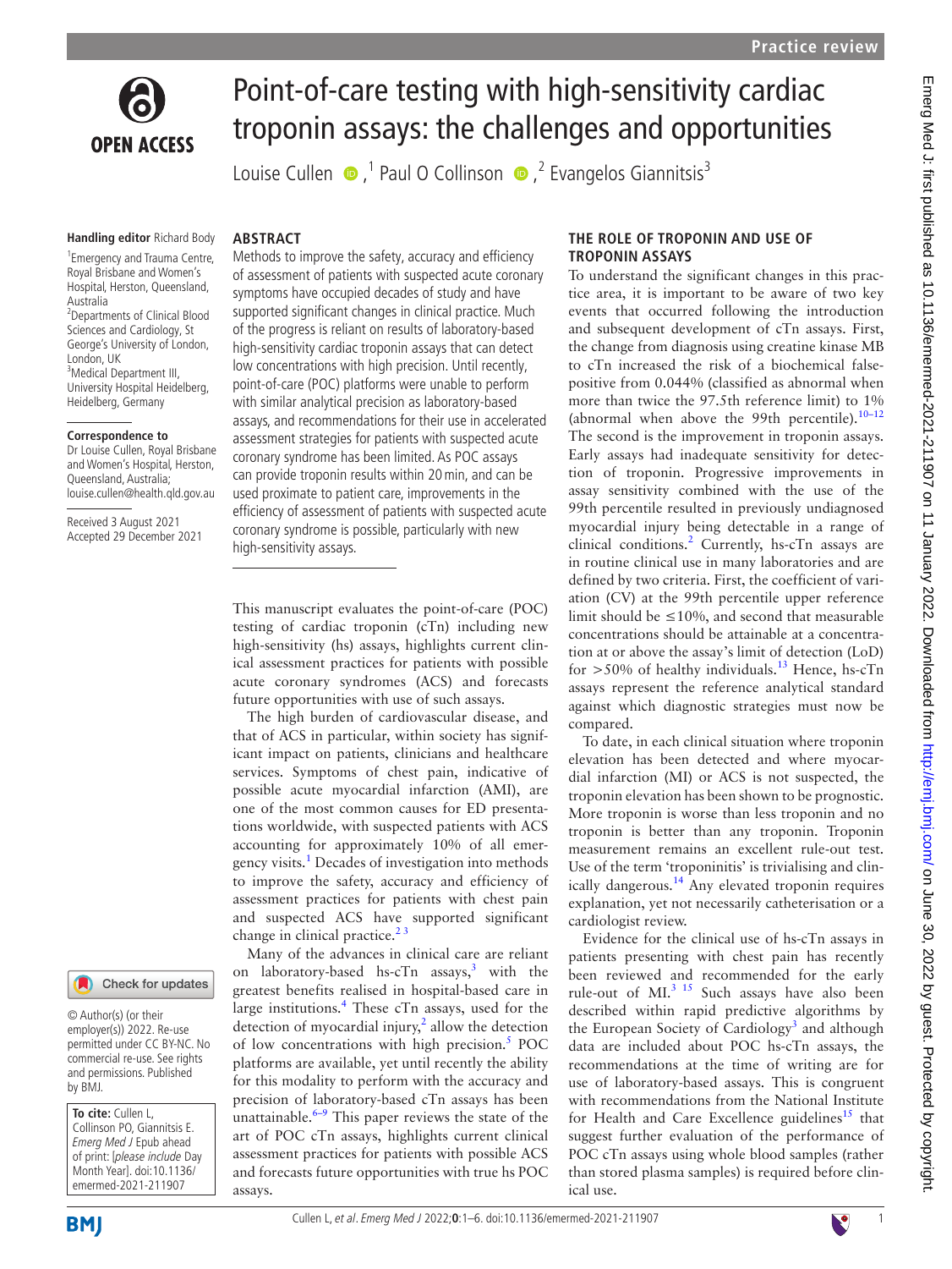# Point-of-care testing with high-sensitivity cardiac troponin assays: the challenges and opportunities

Louise Cullen [1], Paul O Collinson [2], Evangelos Giannitsis [3]

**Handling editor** Richard Body

[1] Emergency and Trauma Centre, Royal Brisbane and Women's Hospital, Herston, Queensland, Australia
[2] Departments of Clinical Blood Sciences and Cardiology, St George's University of London, London, UK
[3] Medical Department III, University Hospital Heidelberg, Heidelberg, Germany

**Correspondence to**
Dr Louise Cullen, Royal Brisbane and Women's Hospital, Herston, Queensland, Australia; louise.cullen@health.qld.gov.au

Received 3 August 2021
Accepted 29 December 2021

© Author(s) (or their employer(s)) 2022. Re-use permitted under CC BY-NC. No commercial re-use. See rights and permissions. Published by BMJ.

**To cite:** Cullen L, Collinson PO, Giannitsis E. *Emerg Med J* Epub ahead of print: [*please include* Day Month Year]. doi:10.1136/emermed-2021-211907

## ABSTRACT

Methods to improve the safety, accuracy and efficiency of assessment of patients with suspected acute coronary symptoms have occupied decades of study and have supported significant changes in clinical practice. Much of the progress is reliant on results of laboratory-based high-sensitivity cardiac troponin assays that can detect low concentrations with high precision. Until recently, point-of-care (POC) platforms were unable to perform with similar analytical precision as laboratory-based assays, and recommendations for their use in accelerated assessment strategies for patients with suspected acute coronary syndrome has been limited. As POC assays can provide troponin results within 20 min, and can be used proximate to patient care, improvements in the efficiency of assessment of patients with suspected acute coronary syndrome is possible, particularly with new high-sensitivity assays.

This manuscript evaluates the point-of-care (POC) testing of cardiac troponin (cTn) including new high-sensitivity (hs) assays, highlights current clinical assessment practices for patients with possible acute coronary syndromes (ACS) and forecasts future opportunities with use of such assays.

The high burden of cardiovascular disease, and that of ACS in particular, within society has significant impact on patients, clinicians and healthcare services. Symptoms of chest pain, indicative of possible acute myocardial infarction (AMI), are one of the most common causes for ED presentations worldwide, with suspected patients with ACS accounting for approximately 10% of all emergency visits.[1] Decades of investigation into methods to improve the safety, accuracy and efficiency of assessment practices for patients with chest pain and suspected ACS have supported significant change in clinical practice.[2,3]

Many of the advances in clinical care are reliant on laboratory-based hs-cTn assays,[3] with the greatest benefits realised in hospital-based care in large institutions.[4] These cTn assays, used for the detection of myocardial injury,[2] allow the detection of low concentrations with high precision.[5] POC platforms are available, yet until recently the ability for this modality to perform with the accuracy and precision of laboratory-based cTn assays has been unattainable.[6–9] This paper reviews the state of the art of POC cTn assays, highlights current clinical assessment practices for patients with possible ACS and forecasts future opportunities with true hs POC assays.

## THE ROLE OF TROPONIN AND USE OF TROPONIN ASSAYS

To understand the significant changes in this practice area, it is important to be aware of two key events that occurred following the introduction and subsequent development of cTn assays. First, the change from diagnosis using creatine kinase MB to cTn increased the risk of a biochemical false-positive from 0.044% (classified as abnormal when more than twice the 97.5th reference limit) to 1% (abnormal when above the 99th percentile).[10–12] The second is the improvement in troponin assays. Early assays had inadequate sensitivity for detection of troponin. Progressive improvements in assay sensitivity combined with the use of the 99th percentile resulted in previously undiagnosed myocardial injury being detectable in a range of clinical conditions.[2] Currently, hs-cTn assays are in routine clinical use in many laboratories and are defined by two criteria. First, the coefficient of variation (CV) at the 99th percentile upper reference limit should be ≤10%, and second that measurable concentrations should be attainable at a concentration at or above the assay's limit of detection (LoD) for >50% of healthy individuals.[13] Hence, hs-cTn assays represent the reference analytical standard against which diagnostic strategies must now be compared.

To date, in each clinical situation where troponin elevation has been detected and where myocardial infarction (MI) or ACS is not suspected, the troponin elevation has been shown to be prognostic. More troponin is worse than less troponin and no troponin is better than any troponin. Troponin measurement remains an excellent rule-out test. Use of the term 'troponinitis' is trivialising and clinically dangerous.[14] Any elevated troponin requires explanation, yet not necessarily catheterisation or a cardiologist review.

Evidence for the clinical use of hs-cTn assays in patients presenting with chest pain has recently been reviewed and recommended for the early rule-out of MI.[3,15] Such assays have also been described within rapid predictive algorithms by the European Society of Cardiology[3] and although data are included about POC hs-cTn assays, the recommendations at the time of writing are for use of laboratory-based assays. This is congruent with recommendations from the National Institute for Health and Care Excellence guidelines[15] that suggest further evaluation of the performance of POC cTn assays using whole blood samples (rather than stored plasma samples) is required before clinical use.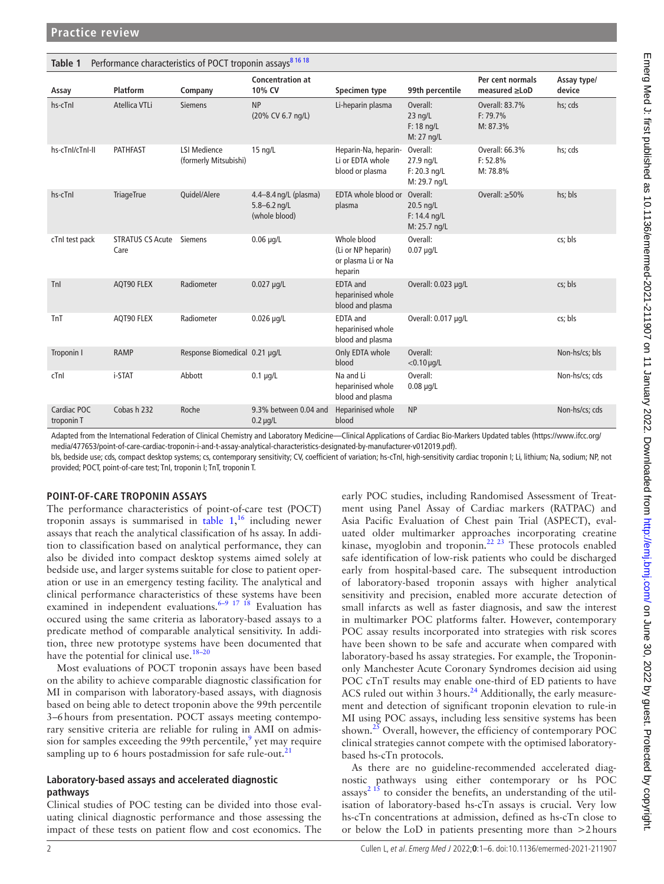**Table 1** Performance characteristics of POCT troponin assays[8 16 18]

| Assay | Platform | Company | Concentration at 10% CV | Specimen type | 99th percentile | Per cent normals measured ≥LoD | Assay type/ device |
|---|---|---|---|---|---|---|---|
| hs-cTnI | Atellica VTLi | Siemens | NP (20% CV 6.7 ng/L) | Li-heparin plasma | Overall: 23 ng/L F: 18 ng/L M: 27 ng/L | Overall: 83.7% F: 79.7% M: 87.3% | hs; cds |
| hs-cTnI/cTnI-II | PATHFAST | LSI Medience (formerly Mitsubishi) | 15 ng/L | Heparin-Na, heparin-Li or EDTA whole blood or plasma | Overall: 27.9 ng/L F: 20.3 ng/L M: 29.7 ng/L | Overall: 66.3% F: 52.8% M: 78.8% | hs; cds |
| hs-cTnI | TriageTrue | Quidel/Alere | 4.4–8.4 ng/L (plasma) 5.8–6.2 ng/L (whole blood) | EDTA whole blood or plasma | Overall: 20.5 ng/L F: 14.4 ng/L M: 25.7 ng/L | Overall: ≥50% | hs; bls |
| cTnI test pack | STRATUS CS Acute Care | Siemens | 0.06 µg/L | Whole blood (Li or NP heparin) or plasma Li or Na heparin | Overall: 0.07 µg/L | | cs; bls |
| TnI | AQT90 FLEX | Radiometer | 0.027 µg/L | EDTA and heparinised whole blood and plasma | Overall: 0.023 µg/L | | cs; bls |
| TnT | AQT90 FLEX | Radiometer | 0.026 µg/L | EDTA and heparinised whole blood and plasma | Overall: 0.017 µg/L | | cs; bls |
| Troponin I | RAMP | Response Biomedical | 0.21 µg/L | Only EDTA whole blood | Overall: <0.10 µg/L | | Non-hs/cs; bls |
| cTnI | i-STAT | Abbott | 0.1 µg/L | Na and Li heparinised whole blood and plasma | Overall: 0.08 µg/L | | Non-hs/cs; cds |
| Cardiac POC troponin T | Cobas h 232 | Roche | 9.3% between 0.04 and 0.2 µg/L | Heparinised whole blood | NP | | Non-hs/cs; cds |

Adapted from the International Federation of Clinical Chemistry and Laboratory Medicine—Clinical Applications of Cardiac Bio-Markers Updated tables (https://www.ifcc.org/media/477653/point-of-care-cardiac-troponin-i-and-t-assay-analytical-characteristics-designated-by-manufacturer-v012019.pdf).

bls, bedside use; cds, compact desktop systems; cs, contemporary sensitivity; CV, coefficient of variation; hs-cTnI, high-sensitivity cardiac troponin I; Li, lithium; Na, sodium; NP, not provided; POCT, point-of-care test; TnI, troponin I; TnT, troponin T.

## POINT-OF-CARE TROPONIN ASSAYS

The performance characteristics of point-of-care test (POCT) troponin assays is summarised in table 1,[16] including newer assays that reach the analytical classification of hs assay. In addition to classification based on analytical performance, they can also be divided into compact desktop systems aimed solely at bedside use, and larger systems suitable for close to patient operation or use in an emergency testing facility. The analytical and clinical performance characteristics of these systems have been examined in independent evaluations.[6–9 17 18] Evaluation has occured using the same criteria as laboratory-based assays to a predicate method of comparable analytical sensitivity. In addition, three new prototype systems have been documented that have the potential for clinical use.[18–20]

Most evaluations of POCT troponin assays have been based on the ability to achieve comparable diagnostic classification for MI in comparison with laboratory-based assays, with diagnosis based on being able to detect troponin above the 99th percentile 3–6 hours from presentation. POCT assays meeting contemporary sensitive criteria are reliable for ruling in AMI on admission for samples exceeding the 99th percentile,[9] yet may require sampling up to 6 hours postadmission for safe rule-out.[21]

### Laboratory-based assays and accelerated diagnostic pathways

Clinical studies of POC testing can be divided into those evaluating clinical diagnostic performance and those assessing the impact of these tests on patient flow and cost economics. The early POC studies, including Randomised Assessment of Treatment using Panel Assay of Cardiac markers (RATPAC) and Asia Pacific Evaluation of Chest pain Trial (ASPECT), evaluated older multimarker approaches incorporating creatine kinase, myoglobin and troponin.[22 23] These protocols enabled safe identification of low-risk patients who could be discharged early from hospital-based care. The subsequent introduction of laboratory-based troponin assays with higher analytical sensitivity and precision, enabled more accurate detection of small infarcts as well as faster diagnosis, and saw the interest in multimarker POC platforms falter. However, contemporary POC assay results incorporated into strategies with risk scores have been shown to be safe and accurate when compared with laboratory-based hs assay strategies. For example, the Troponin-only Manchester Acute Coronary Syndromes decision aid using POC cTnT results may enable one-third of ED patients to have ACS ruled out within 3 hours.[24] Additionally, the early measurement and detection of significant troponin elevation to rule-in MI using POC assays, including less sensitive systems has been shown.[25] Overall, however, the efficiency of contemporary POC clinical strategies cannot compete with the optimised laboratory-based hs-cTn protocols.

As there are no guideline-recommended accelerated diagnostic pathways using either contemporary or hs POC assays[2 15] to consider the benefits, an understanding of the utilisation of laboratory-based hs-cTn assays is crucial. Very low hs-cTn concentrations at admission, defined as hs-cTn close to or below the LoD in patients presenting more than >2 hours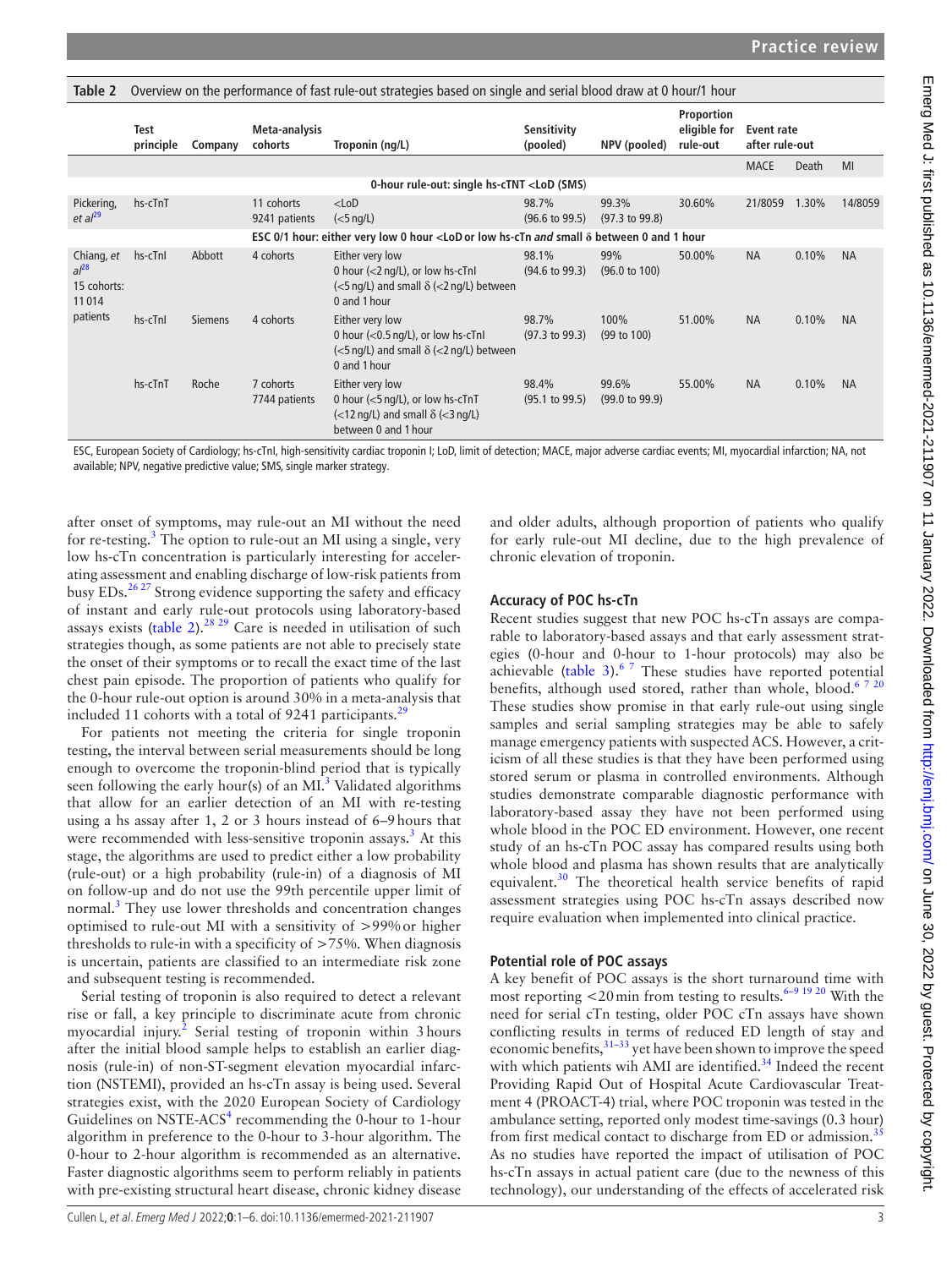**Table 2** Overview on the performance of fast rule-out strategies based on single and serial blood draw at 0 hour/1 hour

| | Test principle | Company | Meta-analysis cohorts | Troponin (ng/L) | Sensitivity (pooled) | NPV (pooled) | Proportion eligible for rule-out | Event rate after rule-out | | |
|---|---|---|---|---|---|---|---|---|---|---|
| | | | | | | | | MACE | Death | MI |
| | | | 0-hour rule-out: single hs-cTNT <LoD (SMS) | | | | | | | |
| Pickering, *et al*[29] | hs-cTnT | | 11 cohorts 9241 patients | <LoD (<5 ng/L) | 98.7% (96.6 to 99.5) | 99.3% (97.3 to 99.8) | 30.60% | 21/8059 | 1.30% | 14/8059 |
| | | | ESC 0/1 hour: either very low 0 hour <LoD or low hs-cTn *and* small δ between 0 and 1 hour | | | | | | | |
| Chiang, *et al*[28] 15 cohorts: 11 014 patients | hs-cTnI | Abbott | 4 cohorts | Either very low 0 hour (<2 ng/L), or low hs-cTnI (<5 ng/L) and small δ (<2 ng/L) between 0 and 1 hour | 98.1% (94.6 to 99.3) | 99% (96.0 to 100) | 50.00% | NA | 0.10% | NA |
| | hs-cTnI | Siemens | 4 cohorts | Either very low 0 hour (<0.5 ng/L), or low hs-cTnI (<5 ng/L) and small δ (<2 ng/L) between 0 and 1 hour | 98.7% (97.3 to 99.3) | 100% (99 to 100) | 51.00% | NA | 0.10% | NA |
| | hs-cTnT | Roche | 7 cohorts 7744 patients | Either very low 0 hour (<5 ng/L), or low hs-cTnT (<12 ng/L) and small δ (<3 ng/L) between 0 and 1 hour | 98.4% (95.1 to 99.5) | 99.6% (99.0 to 99.9) | 55.00% | NA | 0.10% | NA |

ESC, European Society of Cardiology; hs-cTnI, high-sensitivity cardiac troponin I; LoD, limit of detection; MACE, major adverse cardiac events; MI, myocardial infarction; NA, not available; NPV, negative predictive value; SMS, single marker strategy.

after onset of symptoms, may rule-out an MI without the need for re-testing.[3] The option to rule-out an MI using a single, very low hs-cTn concentration is particularly interesting for accelerating assessment and enabling discharge of low-risk patients from busy EDs.[26,27] Strong evidence supporting the safety and efficacy of instant and early rule-out protocols using laboratory-based assays exists (table 2).[28,29] Care is needed in utilisation of such strategies though, as some patients are not able to precisely state the onset of their symptoms or to recall the exact time of the last chest pain episode. The proportion of patients who qualify for the 0-hour rule-out option is around 30% in a meta-analysis that included 11 cohorts with a total of 9241 participants.[29]

For patients not meeting the criteria for single troponin testing, the interval between serial measurements should be long enough to overcome the troponin-blind period that is typically seen following the early hour(s) of an MI.[3] Validated algorithms that allow for an earlier detection of an MI with re-testing using a hs assay after 1, 2 or 3 hours instead of 6–9 hours that were recommended with less-sensitive troponin assays.[3] At this stage, the algorithms are used to predict either a low probability (rule-out) or a high probability (rule-in) of a diagnosis of MI on follow-up and do not use the 99th percentile upper limit of normal.[3] They use lower thresholds and concentration changes optimised to rule-out MI with a sensitivity of >99% or higher thresholds to rule-in with a specificity of >75%. When diagnosis is uncertain, patients are classified to an intermediate risk zone and subsequent testing is recommended.

Serial testing of troponin is also required to detect a relevant rise or fall, a key principle to discriminate acute from chronic myocardial injury.[2] Serial testing of troponin within 3 hours after the initial blood sample helps to establish an earlier diagnosis (rule-in) of non-ST-segment elevation myocardial infarction (NSTEMI), provided an hs-cTn assay is being used. Several strategies exist, with the 2020 European Society of Cardiology Guidelines on NSTE-ACS[4] recommending the 0-hour to 1-hour algorithm in preference to the 0-hour to 3-hour algorithm. The 0-hour to 2-hour algorithm is recommended as an alternative. Faster diagnostic algorithms seem to perform reliably in patients with pre-existing structural heart disease, chronic kidney disease and older adults, although proportion of patients who qualify for early rule-out MI decline, due to the high prevalence of chronic elevation of troponin.

## Accuracy of POC hs-cTn

Recent studies suggest that new POC hs-cTn assays are comparable to laboratory-based assays and that early assessment strategies (0-hour and 0-hour to 1-hour protocols) may also be achievable (table 3).[6,7] These studies have reported potential benefits, although used stored, rather than whole, blood.[6,7,20] These studies show promise in that early rule-out using single samples and serial sampling strategies may be able to safely manage emergency patients with suspected ACS. However, a criticism of all these studies is that they have been performed using stored serum or plasma in controlled environments. Although studies demonstrate comparable diagnostic performance with laboratory-based assay they have not been performed using whole blood in the POC ED environment. However, one recent study of an hs-cTn POC assay has compared results using both whole blood and plasma has shown results that are analytically equivalent.[30] The theoretical health service benefits of rapid assessment strategies using POC hs-cTn assays described now require evaluation when implemented into clinical practice.

## Potential role of POC assays

A key benefit of POC assays is the short turnaround time with most reporting <20 min from testing to results.[6–9,19,20] With the need for serial cTn testing, older POC cTn assays have shown conflicting results in terms of reduced ED length of stay and economic benefits,[31–33] yet have been shown to improve the speed with which patients wih AMI are identified.[34] Indeed the recent Providing Rapid Out of Hospital Acute Cardiovascular Treatment 4 (PROACT-4) trial, where POC troponin was tested in the ambulance setting, reported only modest time-savings (0.3 hour) from first medical contact to discharge from ED or admission.[35] As no studies have reported the impact of utilisation of POC hs-cTn assays in actual patient care (due to the newness of this technology), our understanding of the effects of accelerated risk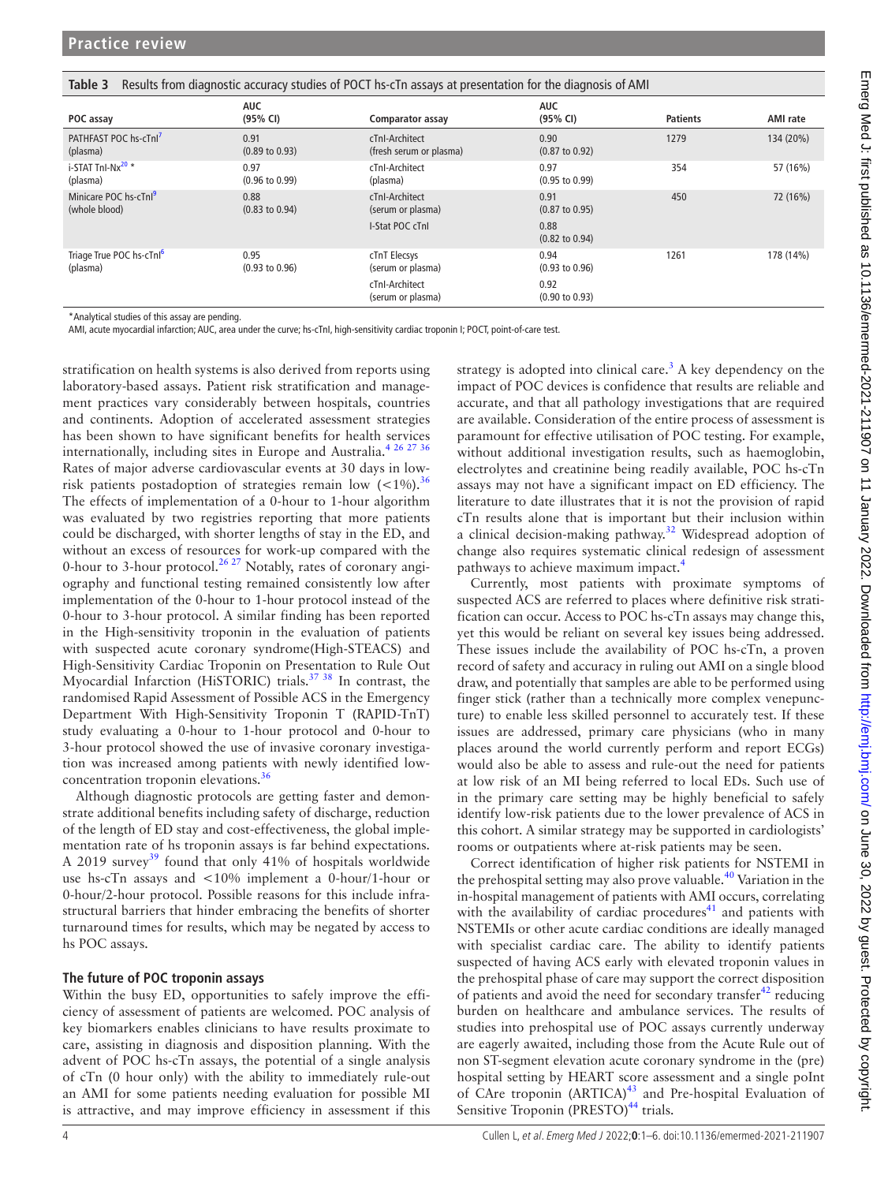**Table 3** Results from diagnostic accuracy studies of POCT hs-cTn assays at presentation for the diagnosis of AMI

| POC assay | AUC (95% CI) | Comparator assay | AUC (95% CI) | Patients | AMI rate |
|---|---|---|---|---|---|
| PATHFAST POC hs-cTnI[7] (plasma) | 0.91 (0.89 to 0.93) | cTnI-Architect (fresh serum or plasma) | 0.90 (0.87 to 0.92) | 1279 | 134 (20%) |
| i-STAT TnI-Nx[20] * (plasma) | 0.97 (0.96 to 0.99) | cTnI-Architect (plasma) | 0.97 (0.95 to 0.99) | 354 | 57 (16%) |
| Minicare POC hs-cTnI[9] (whole blood) | 0.88 (0.83 to 0.94) | cTnI-Architect (serum or plasma) | 0.91 (0.87 to 0.95) | 450 | 72 (16%) |
| | | I-Stat POC cTnI | 0.88 (0.82 to 0.94) | | |
| Triage True POC hs-cTnI[6] (plasma) | 0.95 (0.93 to 0.96) | cTnT Elecsys (serum or plasma) | 0.94 (0.93 to 0.96) | 1261 | 178 (14%) |
| | | cTnI-Architect (serum or plasma) | 0.92 (0.90 to 0.93) | | |

*Analytical studies of this assay are pending.
AMI, acute myocardial infarction; AUC, area under the curve; hs-cTnI, high-sensitivity cardiac troponin I; POCT, point-of-care test.

stratification on health systems is also derived from reports using laboratory-based assays. Patient risk stratification and management practices vary considerably between hospitals, countries and continents. Adoption of accelerated assessment strategies has been shown to have significant benefits for health services internationally, including sites in Europe and Australia.[4 26 27 36] Rates of major adverse cardiovascular events at 30 days in low-risk patients postadoption of strategies remain low (<1%).[36] The effects of implementation of a 0-hour to 1-hour algorithm was evaluated by two registries reporting that more patients could be discharged, with shorter lengths of stay in the ED, and without an excess of resources for work-up compared with the 0-hour to 3-hour protocol.[26 27] Notably, rates of coronary angiography and functional testing remained consistently low after implementation of the 0-hour to 1-hour protocol instead of the 0-hour to 3-hour protocol. A similar finding has been reported in the High-sensitivity troponin in the evaluation of patients with suspected acute coronary syndrome(High-STEACS) and High-Sensitivity Cardiac Troponin on Presentation to Rule Out Myocardial Infarction (HiSTORIC) trials.[37 38] In contrast, the randomised Rapid Assessment of Possible ACS in the Emergency Department With High-Sensitivity Troponin T (RAPID-TnT) study evaluating a 0-hour to 1-hour protocol and 0-hour to 3-hour protocol showed the use of invasive coronary investigation was increased among patients with newly identified low-concentration troponin elevations.[36]

Although diagnostic protocols are getting faster and demonstrate additional benefits including safety of discharge, reduction of the length of ED stay and cost-effectiveness, the global implementation rate of hs troponin assays is far behind expectations. A 2019 survey[39] found that only 41% of hospitals worldwide use hs-cTn assays and <10% implement a 0-hour/1-hour or 0-hour/2-hour protocol. Possible reasons for this include infrastructural barriers that hinder embracing the benefits of shorter turnaround times for results, which may be negated by access to hs POC assays.

## The future of POC troponin assays

Within the busy ED, opportunities to safely improve the efficiency of assessment of patients are welcomed. POC analysis of key biomarkers enables clinicians to have results proximate to care, assisting in diagnosis and disposition planning. With the advent of POC hs-cTn assays, the potential of a single analysis of cTn (0 hour only) with the ability to immediately rule-out an AMI for some patients needing evaluation for possible MI is attractive, and may improve efficiency in assessment if this strategy is adopted into clinical care.[3] A key dependency on the impact of POC devices is confidence that results are reliable and accurate, and that all pathology investigations that are required are available. Consideration of the entire process of assessment is paramount for effective utilisation of POC testing. For example, without additional investigation results, such as haemoglobin, electrolytes and creatinine being readily available, POC hs-cTn assays may not have a significant impact on ED efficiency. The literature to date illustrates that it is not the provision of rapid cTn results alone that is important but their inclusion within a clinical decision-making pathway.[32] Widespread adoption of change also requires systematic clinical redesign of assessment pathways to achieve maximum impact.[4]

Currently, most patients with proximate symptoms of suspected ACS are referred to places where definitive risk stratification can occur. Access to POC hs-cTn assays may change this, yet this would be reliant on several key issues being addressed. These issues include the availability of POC hs-cTn, a proven record of safety and accuracy in ruling out AMI on a single blood draw, and potentially that samples are able to be performed using finger stick (rather than a technically more complex venepuncture) to enable less skilled personnel to accurately test. If these issues are addressed, primary care physicians (who in many places around the world currently perform and report ECGs) would also be able to assess and rule-out the need for patients at low risk of an MI being referred to local EDs. Such use of in the primary care setting may be highly beneficial to safely identify low-risk patients due to the lower prevalence of ACS in this cohort. A similar strategy may be supported in cardiologists' rooms or outpatients where at-risk patients may be seen.

Correct identification of higher risk patients for NSTEMI in the prehospital setting may also prove valuable.[40] Variation in the in-hospital management of patients with AMI occurs, correlating with the availability of cardiac procedures[41] and patients with NSTEMIs or other acute cardiac conditions are ideally managed with specialist cardiac care. The ability to identify patients suspected of having ACS early with elevated troponin values in the prehospital phase of care may support the correct disposition of patients and avoid the need for secondary transfer[42] reducing burden on healthcare and ambulance services. The results of studies into prehospital use of POC assays currently underway are eagerly awaited, including those from the Acute Rule out of non ST-segment elevation acute coronary syndrome in the (pre) hospital setting by HEART score assessment and a single poInt of CAre troponin (ARTICA)[43] and Pre-hospital Evaluation of Sensitive Troponin (PRESTO)[44] trials.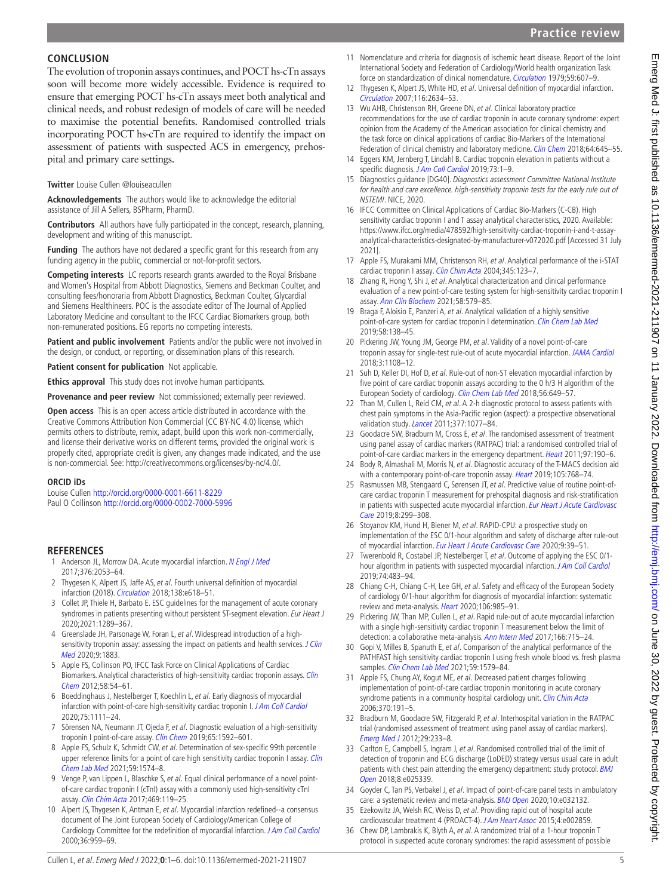## CONCLUSION

The evolution of troponin assays continues, and POCT hs-cTn assays soon will become more widely accessible. Evidence is required to ensure that emerging POCT hs-cTn assays meet both analytical and clinical needs, and robust redesign of models of care will be needed to maximise the potential benefits. Randomised controlled trials incorporating POCT hs-cTn are required to identify the impact on assessment of patients with suspected ACS in emergency, prehospital and primary care settings.

**Twitter** Louise Cullen @louiseacullen

**Acknowledgements** The authors would like to acknowledge the editorial assistance of Jill A Sellers, BSPharm, PharmD.

**Contributors** All authors have fully participated in the concept, research, planning, development and writing of this manuscript.

**Funding** The authors have not declared a specific grant for this research from any funding agency in the public, commercial or not-for-profit sectors.

**Competing interests** LC reports research grants awarded to the Royal Brisbane and Women's Hospital from Abbott Diagnostics, Siemens and Beckman Coulter, and consulting fees/honoraria from Abbott Diagnostics, Beckman Coulter, Glycardial and Siemens Healthineers. POC is the associate editor of The Journal of Applied Laboratory Medicine and consultant to the IFCC Cardiac Biomarkers group, both non-remunerated positions. EG reports no competing interests.

**Patient and public involvement** Patients and/or the public were not involved in the design, or conduct, or reporting, or dissemination plans of this research.

**Patient consent for publication** Not applicable.

**Ethics approval** This study does not involve human participants.

**Provenance and peer review** Not commissioned; externally peer reviewed.

**Open access** This is an open access article distributed in accordance with the Creative Commons Attribution Non Commercial (CC BY-NC 4.0) license, which permits others to distribute, remix, adapt, build upon this work non-commercially, and license their derivative works on different terms, provided the original work is properly cited, appropriate credit is given, any changes made indicated, and the use is non-commercial. See: http://creativecommons.org/licenses/by-nc/4.0/.

#### ORCID iDs

Louise Cullen http://orcid.org/0000-0001-6611-8229
Paul O Collinson http://orcid.org/0000-0002-7000-5996

## REFERENCES

1. Anderson JL, Morrow DA. Acute myocardial infarction. *N Engl J Med* 2017;376:2053–64.
2. Thygesen K, Alpert JS, Jaffe AS, *et al*. Fourth universal definition of myocardial infarction (2018). *Circulation* 2018;138:e618–51.
3. Collet JP, Thiele H, Barbato E. ESC guidelines for the management of acute coronary syndromes in patients presenting without persistent ST-segment elevation. *Eur Heart J* 2020;2021:1289–367.
4. Greenslade JH, Parsonage W, Foran L, *et al*. Widespread introduction of a high-sensitivity troponin assay: assessing the impact on patients and health services. *J Clin Med* 2020;9:1883.
5. Apple FS, Collinson PO, IFCC Task Force on Clinical Applications of Cardiac Biomarkers. Analytical characteristics of high-sensitivity cardiac troponin assays. *Clin Chem* 2012;58:54–61.
6. Boeddinghaus J, Nestelberger T, Koechlin L, *et al*. Early diagnosis of myocardial infarction with point-of-care high-sensitivity cardiac troponin I. *J Am Coll Cardiol* 2020;75:1111–24.
7. Sörensen NA, Neumann JT, Ojeda F, *et al*. Diagnostic evaluation of a high-sensitivity troponin I point-of-care assay. *Clin Chem* 2019;65:1592–601.
8. Apple FS, Schulz K, Schmidt CW, *et al*. Determination of sex-specific 99th percentile upper reference limits for a point of care high sensitivity cardiac troponin I assay. *Clin Chem Lab Med* 2021;59:1574–8.
9. Venge P, van Lippen L, Blaschke S, *et al*. Equal clinical performance of a novel point-of-care cardiac troponin I (cTnI) assay with a commonly used high-sensitivity cTnI assay. *Clin Chim Acta* 2017;469:119–25.
10. Alpert JS, Thygesen K, Antman E, *et al*. Myocardial infarction redefined--a consensus document of The Joint European Society of Cardiology/American College of Cardiology Committee for the redefinition of myocardial infarction. *J Am Coll Cardiol* 2000;36:959–69.
11. Nomenclature and criteria for diagnosis of ischemic heart disease. Report of the Joint International Society and Federation of Cardiology/World health organization Task force on standardization of clinical nomenclature. *Circulation* 1979;59:607–9.
12. Thygesen K, Alpert JS, White HD, *et al*. Universal definition of myocardial infarction. *Circulation* 2007;116:2634–53.
13. Wu AHB, Christenson RH, Greene DN, *et al*. Clinical laboratory practice recommendations for the use of cardiac troponin in acute coronary syndrome: expert opinion from the Academy of the American association for clinical chemistry and the task force on clinical applications of cardiac Bio-Markers of the International Federation of clinical chemistry and laboratory medicine. *Clin Chem* 2018;64:645–55.
14. Eggers KM, Jernberg T, Lindahl B. Cardiac troponin elevation in patients without a specific diagnosis. *J Am Coll Cardiol* 2019;73:1–9.
15. Diagnostics guidance [DG40]. *Diagnostics assessment Committee National Institute for health and care excellence. high-sensitivity troponin tests for the early rule out of NSTEMI*. NICE, 2020.
16. IFCC Committee on Clinical Applications of Cardiac Bio-Markers (C-CB). High sensitivity cardiac troponin I and T assay analytical characteristics, 2020. Available: https://www.ifcc.org/media/478592/high-sensitivity-cardiac-troponin-i-and-t-assay-analytical-characteristics-designated-by-manufacturer-v072020.pdf [Accessed 31 July 2021].
17. Apple FS, Murakami MM, Christenson RH, *et al*. Analytical performance of the i-STAT cardiac troponin I assay. *Clin Chim Acta* 2004;345:123–7.
18. Zhang R, Hong Y, Shi J, *et al*. Analytical characterization and clinical performance evaluation of a new point-of-care testing system for high-sensitivity cardiac troponin I assay. *Ann Clin Biochem* 2021;58:579–85.
19. Braga F, Aloisio E, Panzeri A, *et al*. Analytical validation of a highly sensitive point-of-care system for cardiac troponin I determination. *Clin Chem Lab Med* 2019;58:138–45.
20. Pickering JW, Young JM, George PM, *et al*. Validity of a novel point-of-care troponin assay for single-test rule-out of acute myocardial infarction. *JAMA Cardiol* 2018;3:1108–12.
21. Suh D, Keller DI, Hof D, *et al*. Rule-out of non-ST elevation myocardial infarction by five point of care cardiac troponin assays according to the 0 h/3 H algorithm of the European Society of cardiology. *Clin Chem Lab Med* 2018;56:649–57.
22. Than M, Cullen L, Reid CM, *et al*. A 2-h diagnostic protocol to assess patients with chest pain symptoms in the Asia-Pacific region (aspect): a prospective observational validation study. *Lancet* 2011;377:1077–84.
23. Goodacre SW, Bradburn M, Cross E, *et al*. The randomised assessment of treatment using panel assay of cardiac markers (RATPAC) trial: a randomised controlled trial of point-of-care cardiac markers in the emergency department. *Heart* 2011;97:190–6.
24. Body R, Almashali M, Morris N, *et al*. Diagnostic accuracy of the T-MACS decision aid with a contemporary point-of-care troponin assay. *Heart* 2019;105:768–74.
25. Rasmussen MB, Stengaard C, Sørensen JT, *et al*. Predictive value of routine point-of-care cardiac troponin T measurement for prehospital diagnosis and risk-stratification in patients with suspected acute myocardial infarction. *Eur Heart J Acute Cardiovasc Care* 2019;8:299–308.
26. Stoyanov KM, Hund H, Biener M, *et al*. RAPID-CPU: a prospective study on implementation of the ESC 0/1-hour algorithm and safety of discharge after rule-out of myocardial infarction. *Eur Heart J Acute Cardiovasc Care* 2020;9:39–51.
27. Twerenbold R, Costabel JP, Nestelberger T, *et al*. Outcome of applying the ESC 0/1-hour algorithm in patients with suspected myocardial infarction. *J Am Coll Cardiol* 2019;74:483–94.
28. Chiang C-H, Chiang C-H, Lee GH, *et al*. Safety and efficacy of the European Society of cardiology 0/1-hour algorithm for diagnosis of myocardial infarction: systematic review and meta-analysis. *Heart* 2020;106:985–91.
29. Pickering JW, Than MP, Cullen L, *et al*. Rapid rule-out of acute myocardial infarction with a single high-sensitivity cardiac troponin T measurement below the limit of detection: a collaborative meta-analysis. *Ann Intern Med* 2017;166:715–24.
30. Gopi V, Milles B, Spanuth E, *et al*. Comparison of the analytical performance of the PATHFAST high sensitivity cardiac troponin I using fresh whole blood vs. fresh plasma samples. *Clin Chem Lab Med* 2021;59:1579–84.
31. Apple FS, Chung AY, Kogut ME, *et al*. Decreased patient charges following implementation of point-of-care cardiac troponin monitoring in acute coronary syndrome patients in a community hospital cardiology unit. *Clin Chim Acta* 2006;370:191–5.
32. Bradburn M, Goodacre SW, Fitzgerald P, *et al*. Interhospital variation in the RATPAC trial (randomised assessment of treatment using panel assay of cardiac markers). *Emerg Med J* 2012;29:233–8.
33. Carlton E, Campbell S, Ingram J, *et al*. Randomised controlled trial of the limit of detection of troponin and ECG discharge (LoDED) strategy versus usual care in adult patients with chest pain attending the emergency department: study protocol. *BMJ Open* 2018;8:e025339.
34. Goyder C, Tan PS, Verbakel J, *et al*. Impact of point-of-care panel tests in ambulatory care: a systematic review and meta-analysis. *BMJ Open* 2020;10:e032132.
35. Ezekowitz JA, Welsh RC, Weiss D, *et al*. Providing rapid out of hospital acute cardiovascular treatment 4 (PROACT-4). *J Am Heart Assoc* 2015;4:e002859.
36. Chew DP, Lambrakis K, Blyth A, *et al*. A randomized trial of a 1-hour troponin T protocol in suspected acute coronary syndromes: the rapid assessment of possible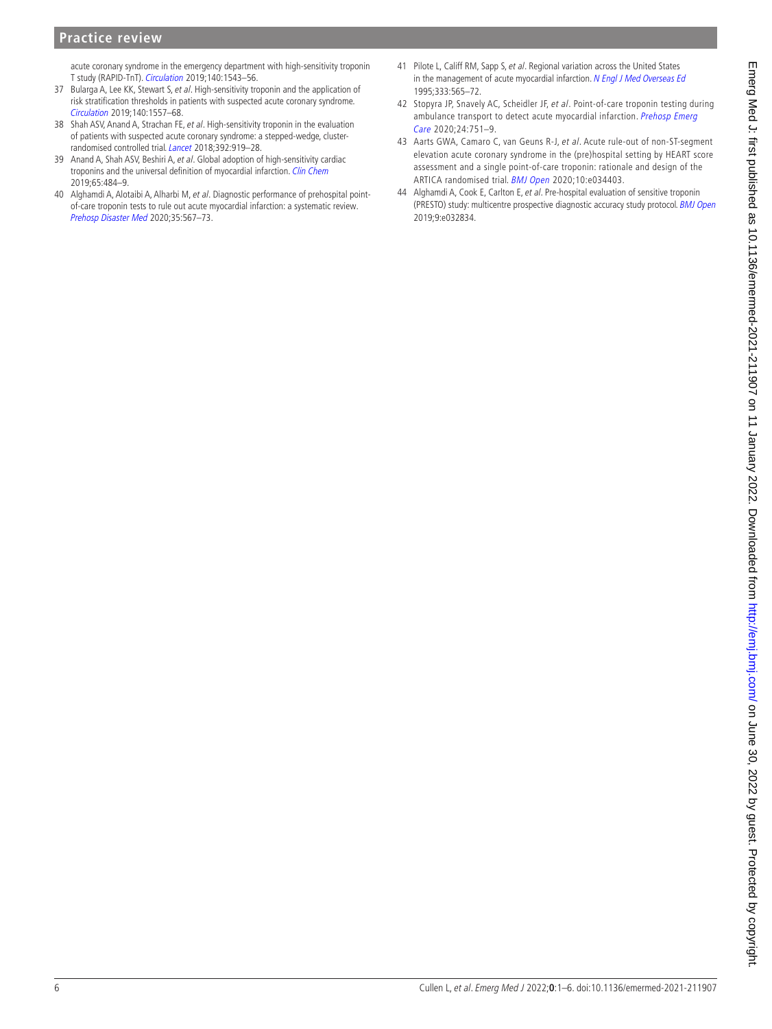acute coronary syndrome in the emergency department with high-sensitivity troponin T study (RAPID-TnT). *Circulation* 2019;140:1543–56.

37 Bularga A, Lee KK, Stewart S, *et al*. High-sensitivity troponin and the application of risk stratification thresholds in patients with suspected acute coronary syndrome. *Circulation* 2019;140:1557–68.

38 Shah ASV, Anand A, Strachan FE, *et al*. High-sensitivity troponin in the evaluation of patients with suspected acute coronary syndrome: a stepped-wedge, cluster-randomised controlled trial. *Lancet* 2018;392:919–28.

39 Anand A, Shah ASV, Beshiri A, *et al*. Global adoption of high-sensitivity cardiac troponins and the universal definition of myocardial infarction. *Clin Chem* 2019;65:484–9.

40 Alghamdi A, Alotaibi A, Alharbi M, *et al*. Diagnostic performance of prehospital point-of-care troponin tests to rule out acute myocardial infarction: a systematic review. *Prehosp Disaster Med* 2020;35:567–73.

41 Pilote L, Califf RM, Sapp S, *et al*. Regional variation across the United States in the management of acute myocardial infarction. *N Engl J Med Overseas Ed* 1995;333:565–72.

42 Stopyra JP, Snavely AC, Scheidler JF, *et al*. Point-of-care troponin testing during ambulance transport to detect acute myocardial infarction. *Prehosp Emerg Care* 2020;24:751–9.

43 Aarts GWA, Camaro C, van Geuns R-J, *et al*. Acute rule-out of non-ST-segment elevation acute coronary syndrome in the (pre)hospital setting by HEART score assessment and a single point-of-care troponin: rationale and design of the ARTICA randomised trial. *BMJ Open* 2020;10:e034403.

44 Alghamdi A, Cook E, Carlton E, *et al*. Pre-hospital evaluation of sensitive troponin (PRESTO) study: multicentre prospective diagnostic accuracy study protocol. *BMJ Open* 2019;9:e032834.